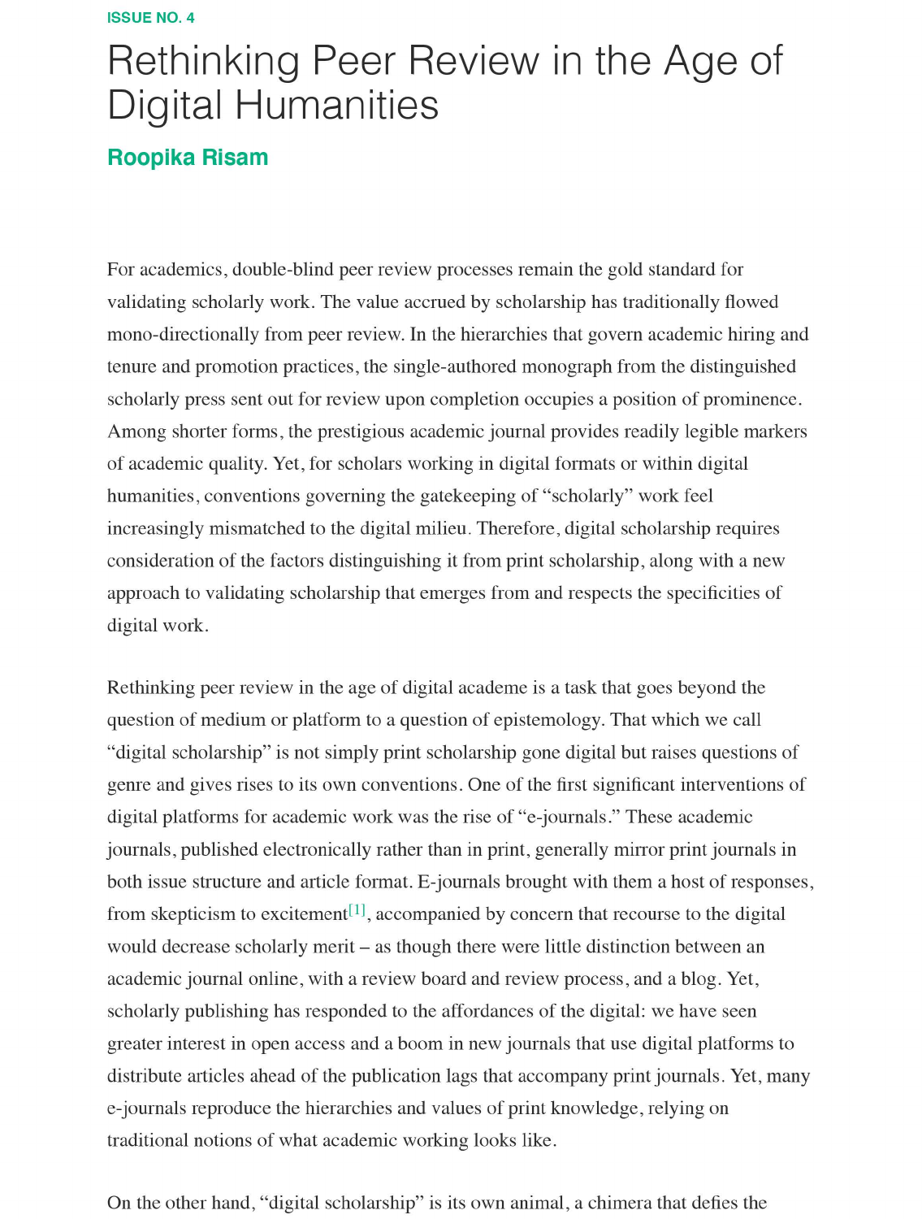ISSUE NO. 4

# Rethinking Peer Review in the Age of Digital Humanities

**Roopika Risam**

For academics, double-blind peer review processes remain the gold standard for validating scholarly work. The value accrued by scholarship has traditionally flowed mono-directionally from peer review. In the hierarchies that govern academic hiring and tenure and promotion practices, the single-authored monograph from the distinguished scholarly press sent out for review upon completion occupies a position of prominence. Among shorter forms, the prestigious academic journal provides readily legible markers of academic quality. Yet, for scholars working in digital formats or within digital humanities, conventions governing the gatekeeping of "scholarly" work feel increasingly mismatched to the digital milieu. Therefore, digital scholarship requires consideration of the factors distinguishing it from print scholarship, along with a new approach to validating scholarship that emerges from and respects the specificities of digital work.

Rethinking peer review in the age of digital academe is a task that goes beyond the question of medium or platform to a question of epistemology. That which we call "digital scholarship" is not simply print scholarship gone digital but raises questions of genre and gives rises to its own conventions. One of the first significant interventions of digital platforms for academic work was the rise of "e-journals." These academic journals, published electronically rather than in print, generally mirror print journals in both issue structure and article format. E-journals brought with them a host of responses, from skepticism to excitement[1], accompanied by concern that recourse to the digital would decrease scholarly merit – as though there were little distinction between an academic journal online, with a review board and review process, and a blog. Yet, scholarly publishing has responded to the affordances of the digital: we have seen greater interest in open access and a boom in new journals that use digital platforms to distribute articles ahead of the publication lags that accompany print journals. Yet, many e-journals reproduce the hierarchies and values of print knowledge, relying on traditional notions of what academic working looks like.

On the other hand, "digital scholarship" is its own animal, a chimera that defies the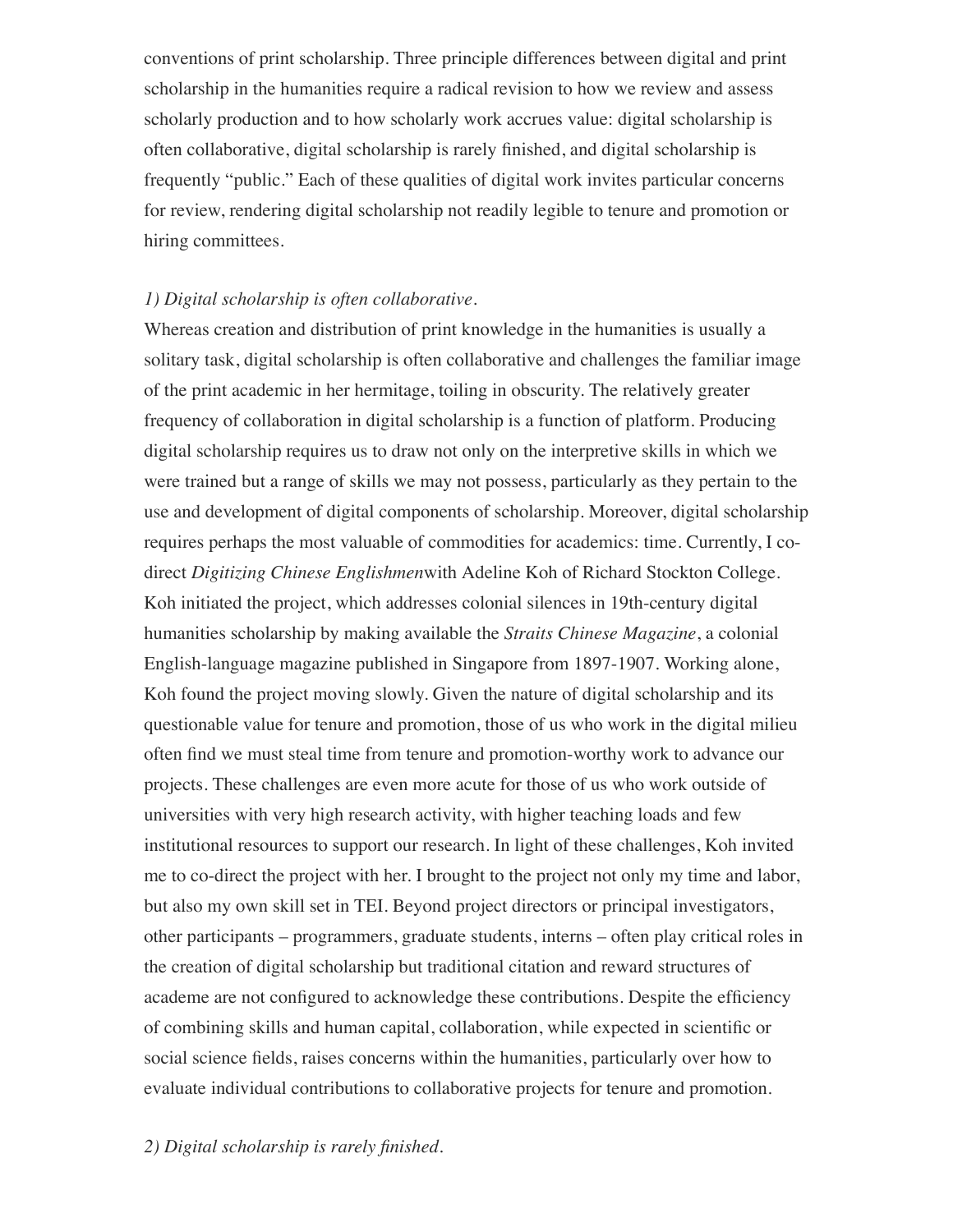conventions of print scholarship. Three principle differences between digital and print scholarship in the humanities require a radical revision to how we review and assess scholarly production and to how scholarly work accrues value: digital scholarship is often collaborative, digital scholarship is rarely finished, and digital scholarship is frequently "public." Each of these qualities of digital work invites particular concerns for review, rendering digital scholarship not readily legible to tenure and promotion or hiring committees.

*1) Digital scholarship is often collaborative.*

Whereas creation and distribution of print knowledge in the humanities is usually a solitary task, digital scholarship is often collaborative and challenges the familiar image of the print academic in her hermitage, toiling in obscurity. The relatively greater frequency of collaboration in digital scholarship is a function of platform. Producing digital scholarship requires us to draw not only on the interpretive skills in which we were trained but a range of skills we may not possess, particularly as they pertain to the use and development of digital components of scholarship. Moreover, digital scholarship requires perhaps the most valuable of commodities for academics: time. Currently, I co-direct *Digitizing Chinese Englishmen*with Adeline Koh of Richard Stockton College. Koh initiated the project, which addresses colonial silences in 19th-century digital humanities scholarship by making available the *Straits Chinese Magazine*, a colonial English-language magazine published in Singapore from 1897-1907. Working alone, Koh found the project moving slowly. Given the nature of digital scholarship and its questionable value for tenure and promotion, those of us who work in the digital milieu often find we must steal time from tenure and promotion-worthy work to advance our projects. These challenges are even more acute for those of us who work outside of universities with very high research activity, with higher teaching loads and few institutional resources to support our research. In light of these challenges, Koh invited me to co-direct the project with her. I brought to the project not only my time and labor, but also my own skill set in TEI. Beyond project directors or principal investigators, other participants – programmers, graduate students, interns – often play critical roles in the creation of digital scholarship but traditional citation and reward structures of academe are not configured to acknowledge these contributions. Despite the efficiency of combining skills and human capital, collaboration, while expected in scientific or social science fields, raises concerns within the humanities, particularly over how to evaluate individual contributions to collaborative projects for tenure and promotion.

*2) Digital scholarship is rarely finished.*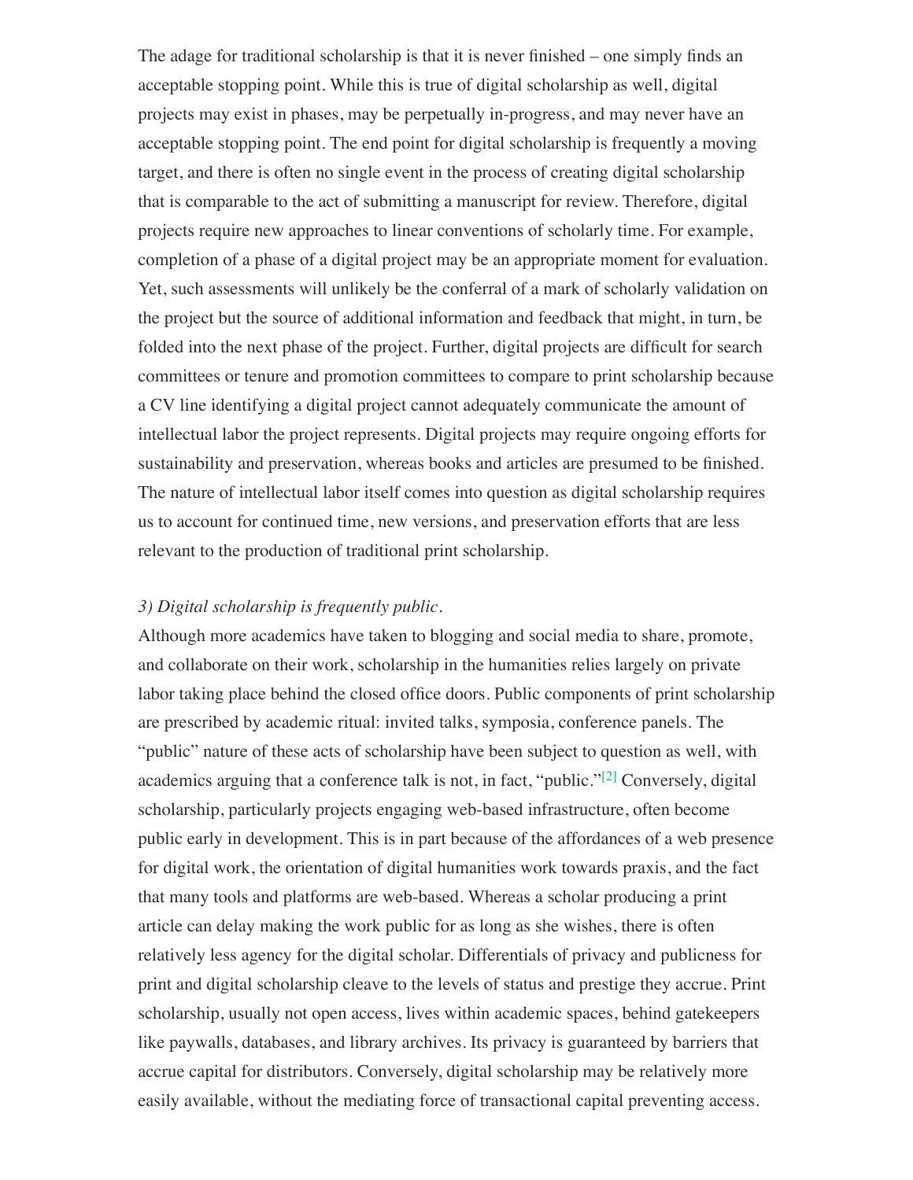The adage for traditional scholarship is that it is never finished – one simply finds an acceptable stopping point. While this is true of digital scholarship as well, digital projects may exist in phases, may be perpetually in-progress, and may never have an acceptable stopping point. The end point for digital scholarship is frequently a moving target, and there is often no single event in the process of creating digital scholarship that is comparable to the act of submitting a manuscript for review. Therefore, digital projects require new approaches to linear conventions of scholarly time. For example, completion of a phase of a digital project may be an appropriate moment for evaluation. Yet, such assessments will unlikely be the conferral of a mark of scholarly validation on the project but the source of additional information and feedback that might, in turn, be folded into the next phase of the project. Further, digital projects are difficult for search committees or tenure and promotion committees to compare to print scholarship because a CV line identifying a digital project cannot adequately communicate the amount of intellectual labor the project represents. Digital projects may require ongoing efforts for sustainability and preservation, whereas books and articles are presumed to be finished. The nature of intellectual labor itself comes into question as digital scholarship requires us to account for continued time, new versions, and preservation efforts that are less relevant to the production of traditional print scholarship.

*3) Digital scholarship is frequently public.*

Although more academics have taken to blogging and social media to share, promote, and collaborate on their work, scholarship in the humanities relies largely on private labor taking place behind the closed office doors. Public components of print scholarship are prescribed by academic ritual: invited talks, symposia, conference panels. The "public" nature of these acts of scholarship have been subject to question as well, with academics arguing that a conference talk is not, in fact, "public."[2] Conversely, digital scholarship, particularly projects engaging web-based infrastructure, often become public early in development. This is in part because of the affordances of a web presence for digital work, the orientation of digital humanities work towards praxis, and the fact that many tools and platforms are web-based. Whereas a scholar producing a print article can delay making the work public for as long as she wishes, there is often relatively less agency for the digital scholar. Differentials of privacy and publicness for print and digital scholarship cleave to the levels of status and prestige they accrue. Print scholarship, usually not open access, lives within academic spaces, behind gatekeepers like paywalls, databases, and library archives. Its privacy is guaranteed by barriers that accrue capital for distributors. Conversely, digital scholarship may be relatively more easily available, without the mediating force of transactional capital preventing access.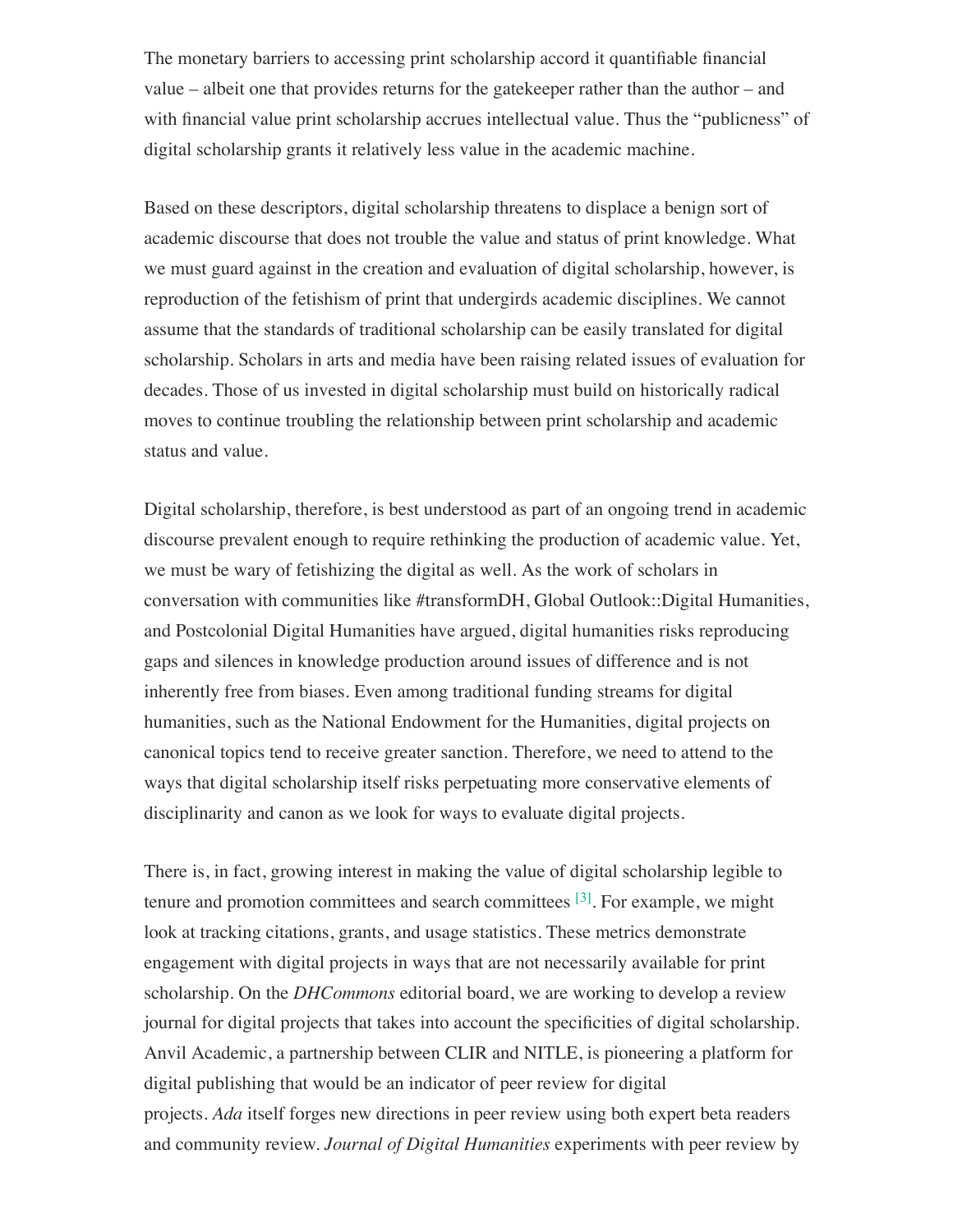The monetary barriers to accessing print scholarship accord it quantifiable financial value – albeit one that provides returns for the gatekeeper rather than the author – and with financial value print scholarship accrues intellectual value. Thus the "publicness" of digital scholarship grants it relatively less value in the academic machine.

Based on these descriptors, digital scholarship threatens to displace a benign sort of academic discourse that does not trouble the value and status of print knowledge. What we must guard against in the creation and evaluation of digital scholarship, however, is reproduction of the fetishism of print that undergirds academic disciplines. We cannot assume that the standards of traditional scholarship can be easily translated for digital scholarship. Scholars in arts and media have been raising related issues of evaluation for decades. Those of us invested in digital scholarship must build on historically radical moves to continue troubling the relationship between print scholarship and academic status and value.

Digital scholarship, therefore, is best understood as part of an ongoing trend in academic discourse prevalent enough to require rethinking the production of academic value. Yet, we must be wary of fetishizing the digital as well. As the work of scholars in conversation with communities like #transformDH, Global Outlook::Digital Humanities, and Postcolonial Digital Humanities have argued, digital humanities risks reproducing gaps and silences in knowledge production around issues of difference and is not inherently free from biases. Even among traditional funding streams for digital humanities, such as the National Endowment for the Humanities, digital projects on canonical topics tend to receive greater sanction. Therefore, we need to attend to the ways that digital scholarship itself risks perpetuating more conservative elements of disciplinarity and canon as we look for ways to evaluate digital projects.

There is, in fact, growing interest in making the value of digital scholarship legible to tenure and promotion committees and search committees [3]. For example, we might look at tracking citations, grants, and usage statistics. These metrics demonstrate engagement with digital projects in ways that are not necessarily available for print scholarship. On the *DHCommons* editorial board, we are working to develop a review journal for digital projects that takes into account the specificities of digital scholarship. Anvil Academic, a partnership between CLIR and NITLE, is pioneering a platform for digital publishing that would be an indicator of peer review for digital projects. *Ada* itself forges new directions in peer review using both expert beta readers and community review. *Journal of Digital Humanities* experiments with peer review by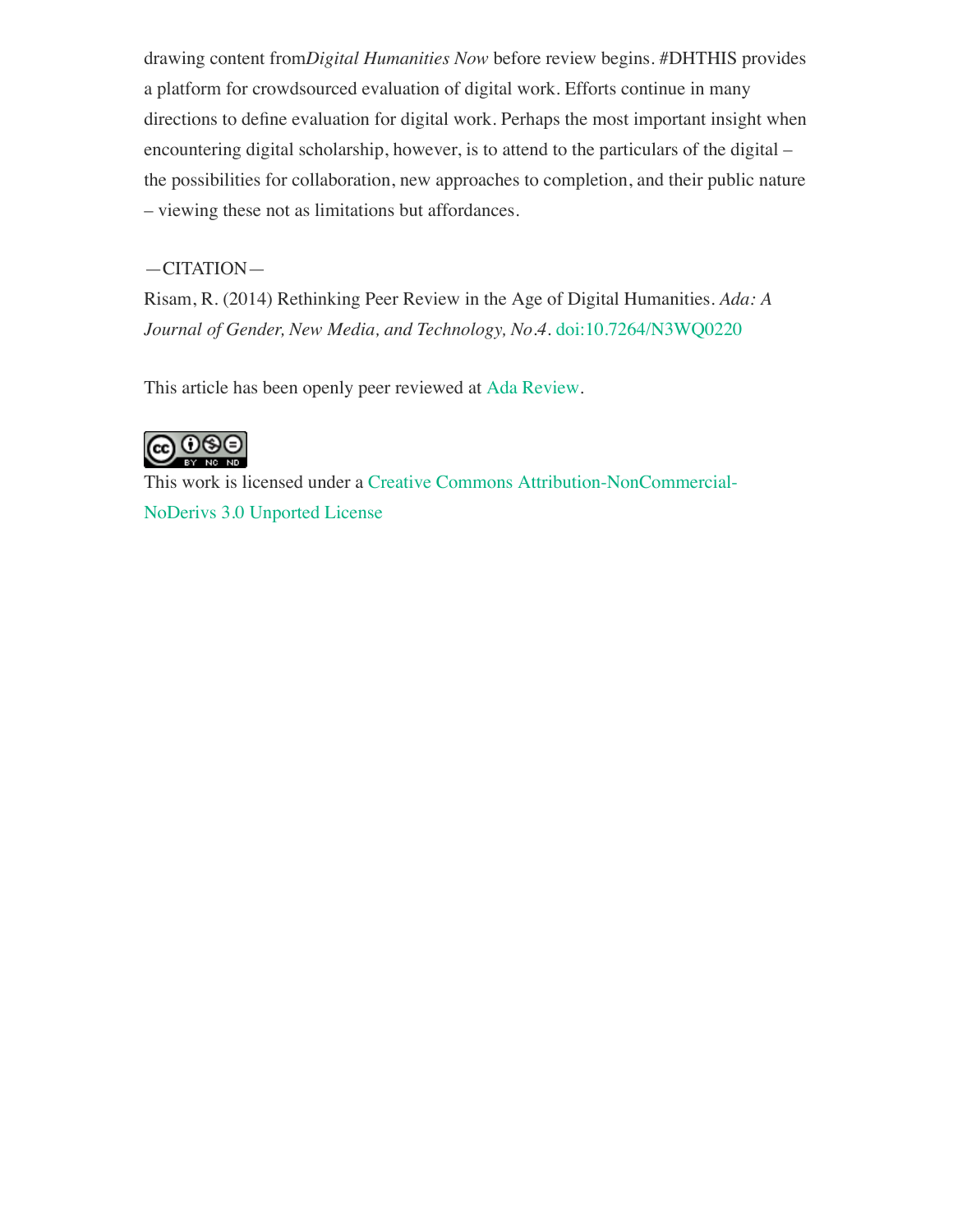drawing content from*Digital Humanities Now* before review begins. #DHTHIS provides a platform for crowdsourced evaluation of digital work. Efforts continue in many directions to define evaluation for digital work. Perhaps the most important insight when encountering digital scholarship, however, is to attend to the particulars of the digital – the possibilities for collaboration, new approaches to completion, and their public nature – viewing these not as limitations but affordances.

—CITATION—

Risam, R. (2014) Rethinking Peer Review in the Age of Digital Humanities. *Ada: A Journal of Gender, New Media, and Technology, No.4*. doi:10.7264/N3WQ0220

This article has been openly peer reviewed at Ada Review.

This work is licensed under a Creative Commons Attribution-NonCommercial-NoDerivs 3.0 Unported License